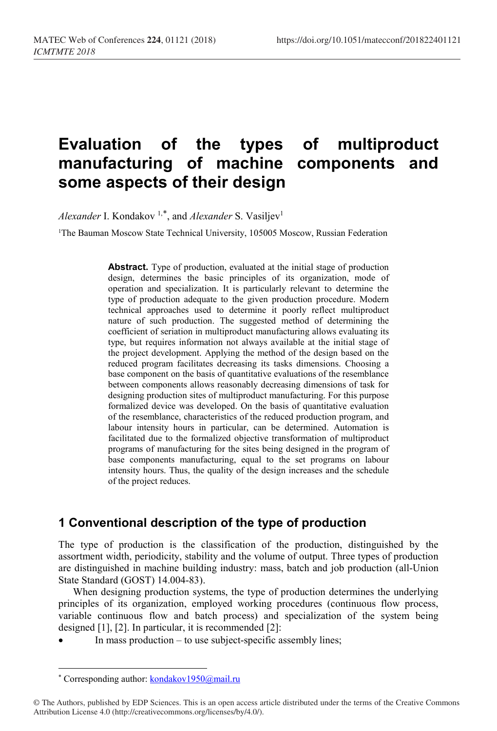# Evaluation of the types of multiproduct manufacturing of machine components and some aspects of their design

*Alexander* I. Kondakov [1,*], and *Alexander* S. Vasiljev[1]

[1]The Bauman Moscow State Technical University, 105005 Moscow, Russian Federation

**Abstract.** Type of production, evaluated at the initial stage of production design, determines the basic principles of its organization, mode of operation and specialization. It is particularly relevant to determine the type of production adequate to the given production procedure. Modern technical approaches used to determine it poorly reflect multiproduct nature of such production. The suggested method of determining the coefficient of seriation in multiproduct manufacturing allows evaluating its type, but requires information not always available at the initial stage of the project development. Applying the method of the design based on the reduced program facilitates decreasing its tasks dimensions. Choosing a base component on the basis of quantitative evaluations of the resemblance between components allows reasonably decreasing dimensions of task for designing production sites of multiproduct manufacturing. For this purpose formalized device was developed. On the basis of quantitative evaluation of the resemblance, characteristics of the reduced production program, and labour intensity hours in particular, can be determined. Automation is facilitated due to the formalized objective transformation of multiproduct programs of manufacturing for the sites being designed in the program of base components manufacturing, equal to the set programs on labour intensity hours. Thus, the quality of the design increases and the schedule of the project reduces.

## 1 Conventional description of the type of production

The type of production is the classification of the production, distinguished by the assortment width, periodicity, stability and the volume of output. Three types of production are distinguished in machine building industry: mass, batch and job production (all-Union State Standard (GOST) 14.004-83).

When designing production systems, the type of production determines the underlying principles of its organization, employed working procedures (continuous flow process, variable continuous flow and batch process) and specialization of the system being designed [1], [2]. In particular, it is recommended [2]:

- In mass production – to use subject-specific assembly lines;

[*] Corresponding author: kondakov1950@mail.ru

© The Authors, published by EDP Sciences. This is an open access article distributed under the terms of the Creative Commons Attribution License 4.0 (http://creativecommons.org/licenses/by/4.0/).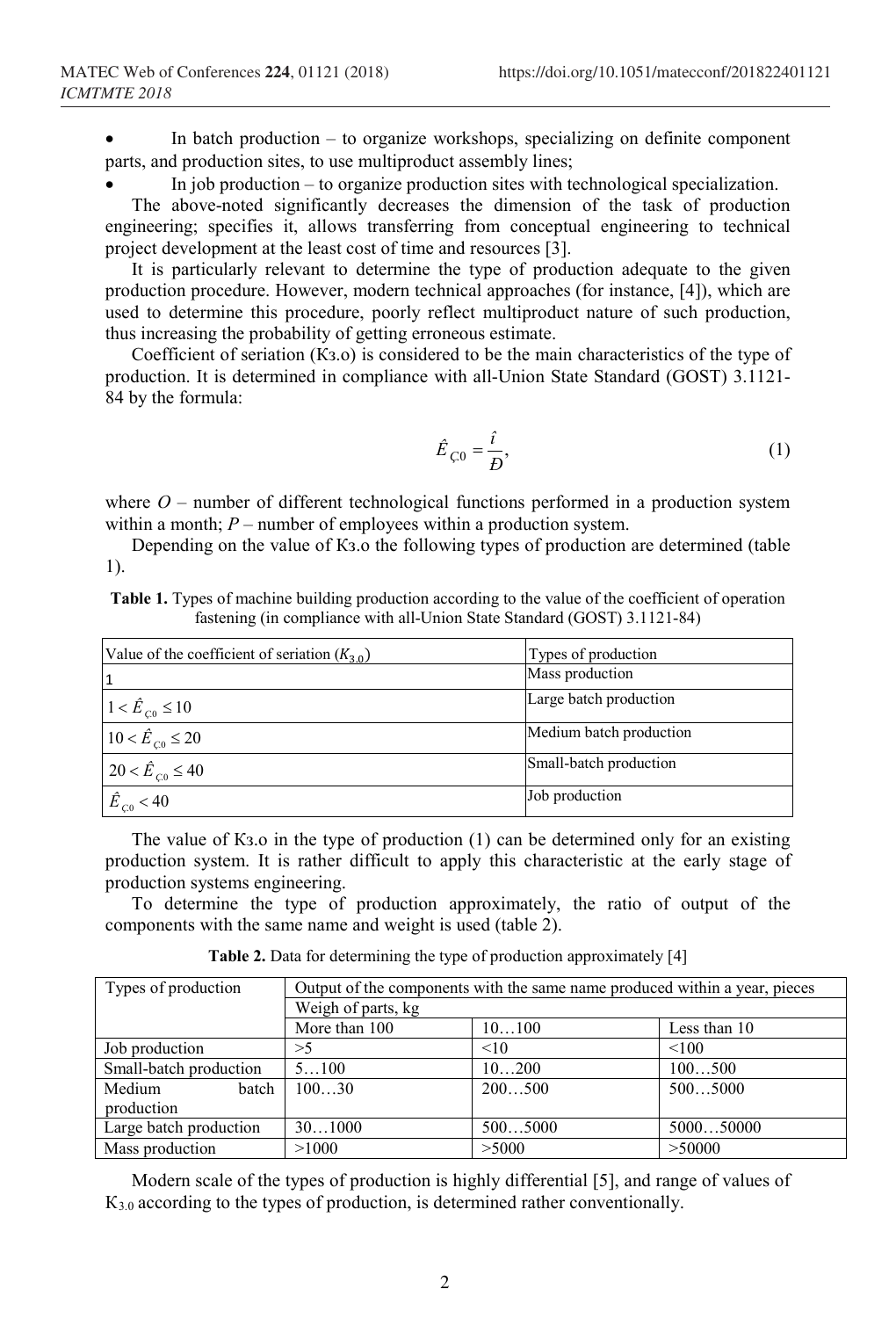- In batch production – to organize workshops, specializing on definite component parts, and production sites, to use multiproduct assembly lines;
- In job production – to organize production sites with technological specialization.

The above-noted significantly decreases the dimension of the task of production engineering; specifies it, allows transferring from conceptual engineering to technical project development at the least cost of time and resources [3].

It is particularly relevant to determine the type of production adequate to the given production procedure. However, modern technical approaches (for instance, [4]), which are used to determine this procedure, poorly reflect multiproduct nature of such production, thus increasing the probability of getting erroneous estimate.

Coefficient of seriation (Кз.о) is considered to be the main characteristics of the type of production. It is determined in compliance with all-Union State Standard (GOST) 3.1121-84 by the formula:

$$\hat{E}_{\c{C}0} = \frac{\hat{\imath}}{\text{Đ}}, \tag{1}$$

where $O$ – number of different technological functions performed in a production system within a month; $P$ – number of employees within a production system.

Depending on the value of Кз.о the following types of production are determined (table 1).

**Table 1.** Types of machine building production according to the value of the coefficient of operation fastening (in compliance with all-Union State Standard (GOST) 3.1121-84)

| Value of the coefficient of seriation ($K_{3.0}$) | Types of production |
|---|---|
| 1 | Mass production |
| $1 < \hat{E}_{\c{C}0} \leq 10$ | Large batch production |
| $10 < \hat{E}_{\c{C}0} \leq 20$ | Medium batch production |
| $20 < \hat{E}_{\c{C}0} \leq 40$ | Small-batch production |
| $\hat{E}_{\c{C}0} < 40$ | Job production |

The value of Кз.о in the type of production (1) can be determined only for an existing production system. It is rather difficult to apply this characteristic at the early stage of production systems engineering.

To determine the type of production approximately, the ratio of output of the components with the same name and weight is used (table 2).

**Table 2.** Data for determining the type of production approximately [4]

| Types of production | Output of the components with the same name produced within a year, pieces | | |
|---|---|---|---|
| | Weigh of parts, kg | | |
| | More than 100 | 10…100 | Less than 10 |
| Job production | >5 | <10 | <100 |
| Small-batch production | 5…100 | 10…200 | 100…500 |
| Medium batch production | 100…30 | 200…500 | 500…5000 |
| Large batch production | 30…1000 | 500…5000 | 5000…50000 |
| Mass production | >1000 | >5000 | >50000 |

Modern scale of the types of production is highly differential [5], and range of values of $K_{3.0}$ according to the types of production, is determined rather conventionally.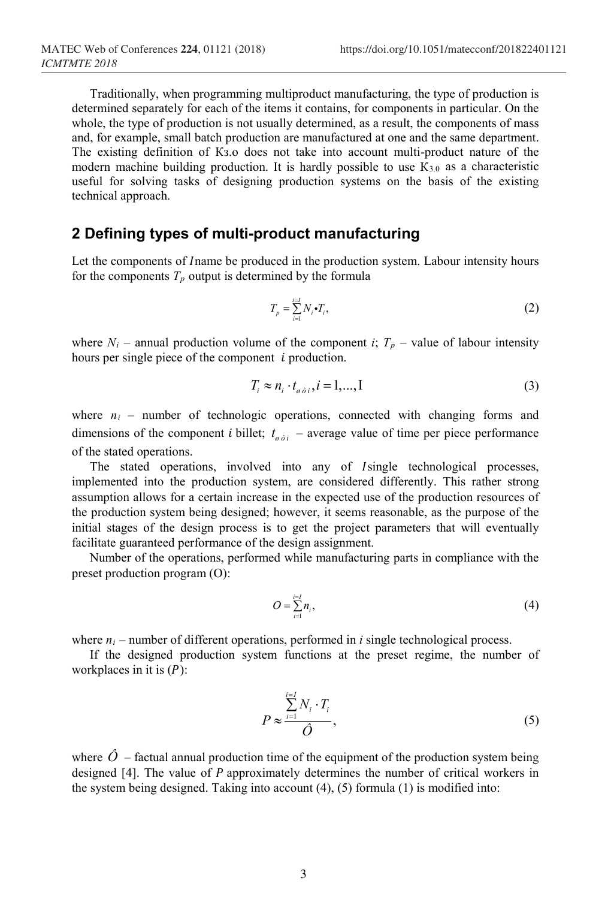Traditionally, when programming multiproduct manufacturing, the type of production is determined separately for each of the items it contains, for components in particular. On the whole, the type of production is not usually determined, as a result, the components of mass and, for example, small batch production are manufactured at one and the same department. The existing definition of $K_{з.о}$ does not take into account multi-product nature of the modern machine building production. It is hardly possible to use $K_{3.0}$ as a characteristic useful for solving tasks of designing production systems on the basis of the existing technical approach.

## 2 Defining types of multi-product manufacturing

Let the components of $I$ name be produced in the production system. Labour intensity hours for the components $T_p$ output is determined by the formula

$$T_p = \sum_{i=1}^{i=I} N_i \cdot T_i, \tag{2}$$

where $N_i$ – annual production volume of the component $i$; $T_p$ – value of labour intensity hours per single piece of the component $i$ production.

$$T_i \approx n_i \cdot t_{шт\,i}, i = 1,..., I \tag{3}$$

where $n_i$ – number of technologic operations, connected with changing forms and dimensions of the component $i$ billet; $t_{шт\,i}$ – average value of time per piece performance of the stated operations.

The stated operations, involved into any of $I$ single technological processes, implemented into the production system, are considered differently. This rather strong assumption allows for a certain increase in the expected use of the production resources of the production system being designed; however, it seems reasonable, as the purpose of the initial stages of the design process is to get the project parameters that will eventually facilitate guaranteed performance of the design assignment.

Number of the operations, performed while manufacturing parts in compliance with the preset production program (O):

$$O = \sum_{i=1}^{i=I} n_i, \tag{4}$$

where $n_i$ – number of different operations, performed in $i$ single technological process.

If the designed production system functions at the preset regime, the number of workplaces in it is ($P$):

$$P \approx \frac{\sum_{i=1}^{i=I} N_i \cdot T_i}{\hat{O}}, \tag{5}$$

where $\hat{O}$ – factual annual production time of the equipment of the production system being designed [4]. The value of $P$ approximately determines the number of critical workers in the system being designed. Taking into account (4), (5) formula (1) is modified into: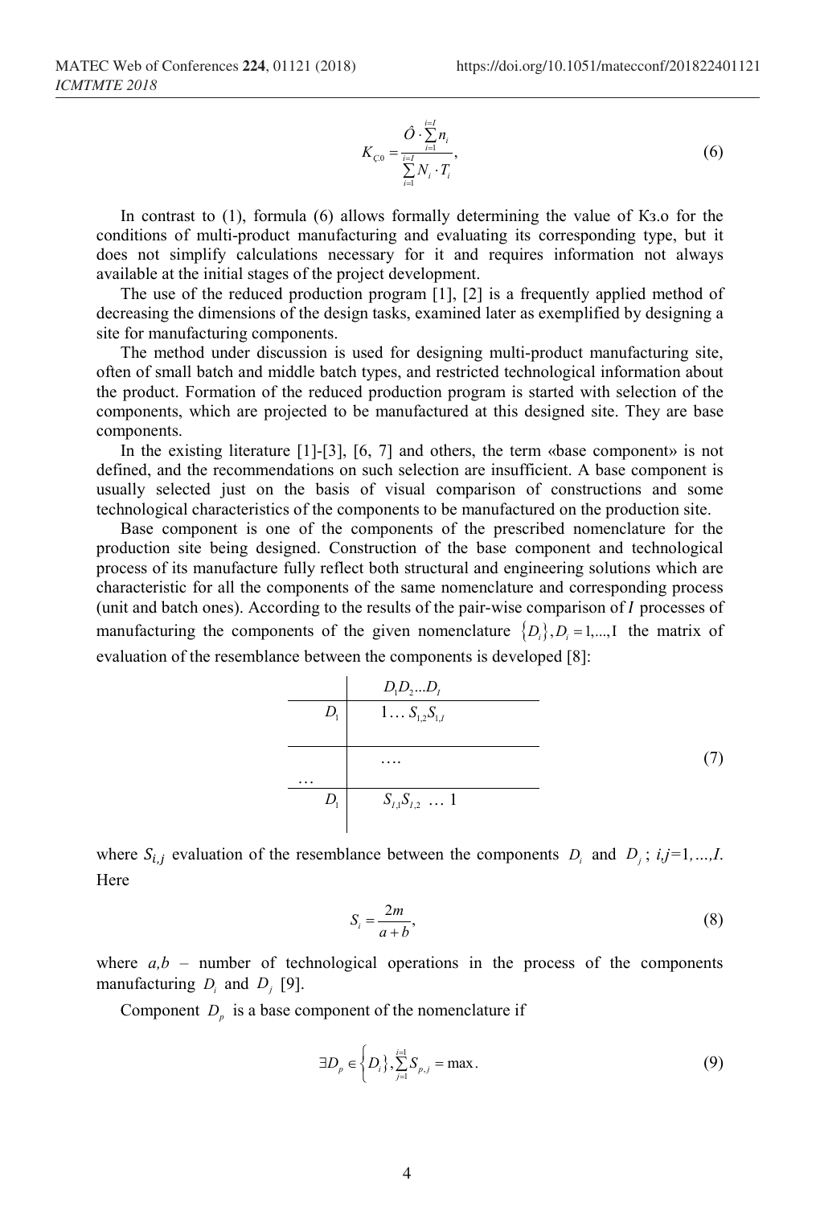$$K_{\c{C}0} = \frac{\hat{O} \cdot \sum_{i=1}^{i=I} n_i}{\sum_{i=1}^{i=I} N_i \cdot T_i}, \tag{6}$$

In contrast to (1), formula (6) allows formally determining the value of Kз.о for the conditions of multi-product manufacturing and evaluating its corresponding type, but it does not simplify calculations necessary for it and requires information not always available at the initial stages of the project development.

The use of the reduced production program [1], [2] is a frequently applied method of decreasing the dimensions of the design tasks, examined later as exemplified by designing a site for manufacturing components.

The method under discussion is used for designing multi-product manufacturing site, often of small batch and middle batch types, and restricted technological information about the product. Formation of the reduced production program is started with selection of the components, which are projected to be manufactured at this designed site. They are base components.

In the existing literature [1]-[3], [6, 7] and others, the term «base component» is not defined, and the recommendations on such selection are insufficient. A base component is usually selected just on the basis of visual comparison of constructions and some technological characteristics of the components to be manufactured on the production site.

Base component is one of the components of the prescribed nomenclature for the production site being designed. Construction of the base component and technological process of its manufacture fully reflect both structural and engineering solutions which are characteristic for all the components of the same nomenclature and corresponding process (unit and batch ones). According to the results of the pair-wise comparison of $I$ processes of manufacturing the components of the given nomenclature $\{D_i\}, D_i = 1,...,\mathrm{I}$ the matrix of evaluation of the resemblance between the components is developed [8]:

$$\begin{array}{c|c} & D_1 D_2 \ldots D_I \\ \hline D_1 & 1 \ldots S_{1,2} S_{1,I} \\ \hline \ldots & \ldots. \\ \hline D_1 & S_{I,1} S_{I,2} \ \ldots \ 1 \end{array} \tag{7}$$

where $S_{i,j}$ evaluation of the resemblance between the components $D_i$ and $D_j$; $i,j$=1,...,$I$. Here

$$S_i = \frac{2m}{a+b}, \tag{8}$$

where $a,b$ – number of technological operations in the process of the components manufacturing $D_i$ and $D_j$ [9].

Component $D_p$ is a base component of the nomenclature if

$$\exists D_p \in \left\{D_i\right\}, \sum_{j=1}^{i=1} S_{p,j} = \max. \tag{9}$$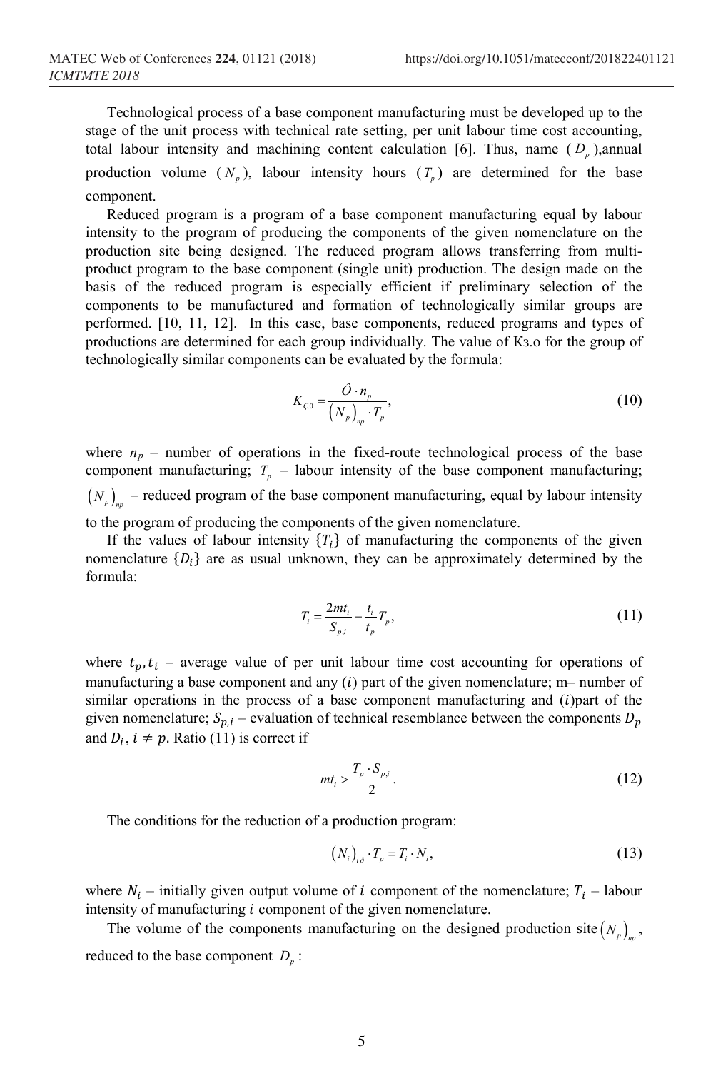Technological process of a base component manufacturing must be developed up to the stage of the unit process with technical rate setting, per unit labour time cost accounting, total labour intensity and machining content calculation [6]. Thus, name ($D_p$),annual production volume ($N_p$), labour intensity hours ($T_p$) are determined for the base component.

Reduced program is a program of a base component manufacturing equal by labour intensity to the program of producing the components of the given nomenclature on the production site being designed. The reduced program allows transferring from multi-product program to the base component (single unit) production. The design made on the basis of the reduced program is especially efficient if preliminary selection of the components to be manufactured and formation of technologically similar groups are performed. [10, 11, 12]. In this case, base components, reduced programs and types of productions are determined for each group individually. The value of Kз.о for the group of technologically similar components can be evaluated by the formula:

$$K_{Ç0} = \frac{\hat{O} \cdot n_p}{\left(N_p\right)_{np} \cdot T_p}, \tag{10}$$

where $n_p$ – number of operations in the fixed-route technological process of the base component manufacturing; $T_p$ – labour intensity of the base component manufacturing; $\left(N_p\right)_{np}$ – reduced program of the base component manufacturing, equal by labour intensity to the program of producing the components of the given nomenclature.

If the values of labour intensity $\{T_i\}$ of manufacturing the components of the given nomenclature $\{D_i\}$ are as usual unknown, they can be approximately determined by the formula:

$$T_i = \frac{2mt_i}{S_{p,i}} - \frac{t_i}{t_p} T_p, \tag{11}$$

where $t_p, t_i$ – average value of per unit labour time cost accounting for operations of manufacturing a base component and any $(i)$ part of the given nomenclature; m– number of similar operations in the process of a base component manufacturing and $(i)$part of the given nomenclature; $S_{p,i}$ – evaluation of technical resemblance between the components $D_p$ and $D_i$, $i \neq p$. Ratio (11) is correct if

$$mt_i > \frac{T_p \cdot S_{p,i}}{2}. \tag{12}$$

The conditions for the reduction of a production program:

$$\left(N_i\right)_{i\partial} \cdot T_p = T_i \cdot N_i, \tag{13}$$

where $N_i$ – initially given output volume of $i$ component of the nomenclature; $T_i$ – labour intensity of manufacturing $i$ component of the given nomenclature.

The volume of the components manufacturing on the designed production site $\left(N_p\right)_{np}$, reduced to the base component $D_p$: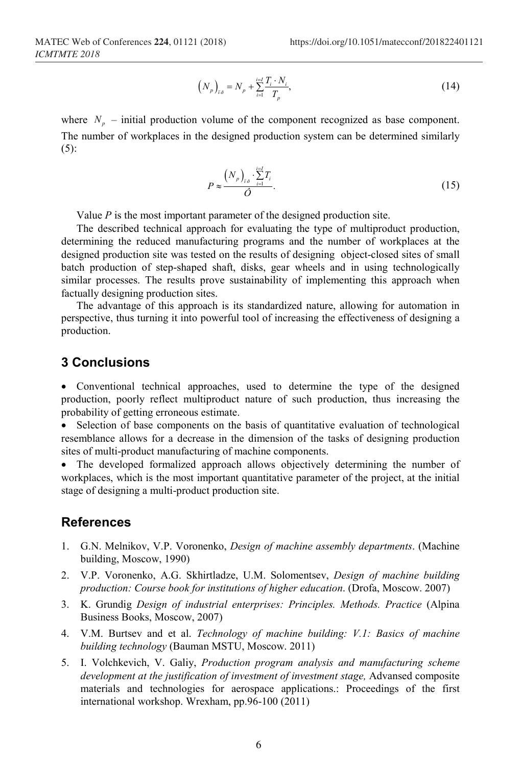$$\left(N_p\right)_{\text{пр}} = N_p + \sum_{i=1}^{i=I} \frac{T_i \cdot N_i}{T_p}, \tag{14}$$

where $N_p$ – initial production volume of the component recognized as base component. The number of workplaces in the designed production system can be determined similarly (5):

$$P \approx \frac{\left(N_p\right)_{\text{пр}} \cdot \sum_{i=1}^{i=I} T_i}{\Phi}. \tag{15}$$

Value *P* is the most important parameter of the designed production site.

The described technical approach for evaluating the type of multiproduct production, determining the reduced manufacturing programs and the number of workplaces at the designed production site was tested on the results of designing object-closed sites of small batch production of step-shaped shaft, disks, gear wheels and in using technologically similar processes. The results prove sustainability of implementing this approach when factually designing production sites.

The advantage of this approach is its standardized nature, allowing for automation in perspective, thus turning it into powerful tool of increasing the effectiveness of designing a production.

## 3 Conclusions

- Conventional technical approaches, used to determine the type of the designed production, poorly reflect multiproduct nature of such production, thus increasing the probability of getting erroneous estimate.
- Selection of base components on the basis of quantitative evaluation of technological resemblance allows for a decrease in the dimension of the tasks of designing production sites of multi-product manufacturing of machine components.
- The developed formalized approach allows objectively determining the number of workplaces, which is the most important quantitative parameter of the project, at the initial stage of designing a multi-product production site.

## References

1. G.N. Melnikov, V.P. Voronenko, *Design of machine assembly departments*. (Machine building, Moscow, 1990)
2. V.P. Voronenko, A.G. Skhirtladze, U.M. Solomentsev, *Design of machine building production: Course book for institutions of higher education*. (Drofa, Moscow. 2007)
3. K. Grundig *Design of industrial enterprises: Principles. Methods. Practice* (Alpina Business Books, Moscow, 2007)
4. V.M. Burtsev and et al. *Technology of machine building: V.1: Basics of machine building technology* (Bauman MSTU, Moscow. 2011)
5. I. Volchkevich, V. Galiy, *Production program analysis and manufacturing scheme development at the justification of investment of investment stage,* Advansed composite materials and technologies for aerospace applications.: Proceedings of the first international workshop. Wrexham, pp.96-100 (2011)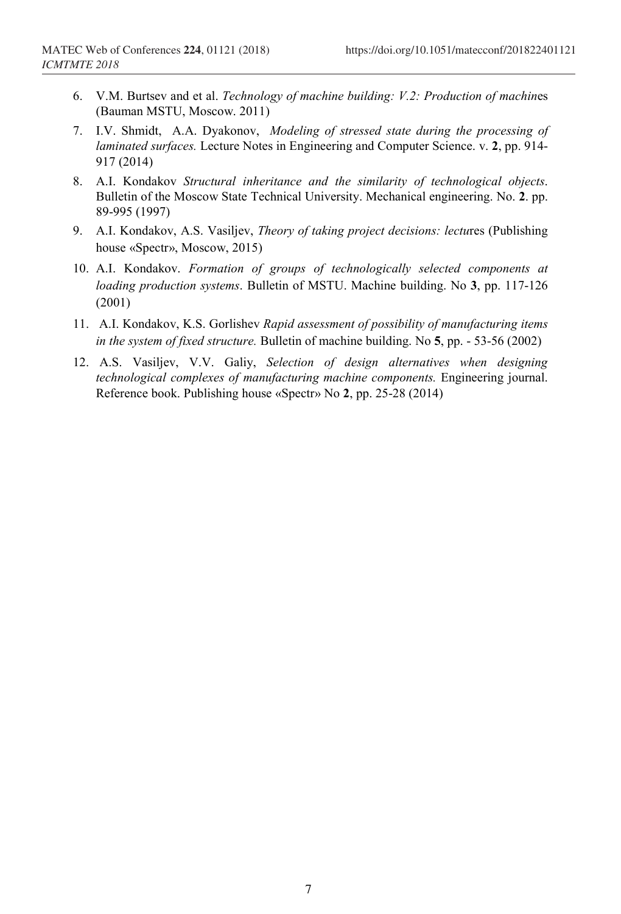6. V.M. Burtsev and et al. *Technology of machine building: V.2: Production of machin*es (Bauman MSTU, Moscow. 2011)
7. I.V. Shmidt, A.A. Dyakonov, *Modeling of stressed state during the processing of laminated surfaces.* Lecture Notes in Engineering and Computer Science. v. **2**, pp. 914-917 (2014)
8. A.I. Kondakov *Structural inheritance and the similarity of technological objects*. Bulletin of the Moscow State Technical University. Mechanical engineering. No. **2**. pp. 89-995 (1997)
9. A.I. Kondakov, A.S. Vasiljev, *Theory of taking project decisions: lectu*res (Publishing house «Spectr», Moscow, 2015)
10. A.I. Kondakov. *Formation of groups of technologically selected components at loading production systems*. Bulletin of MSTU. Machine building. No **3**, pp. 117-126 (2001)
11. A.I. Kondakov, K.S. Gorlishev *Rapid assessment of possibility of manufacturing items in the system of fixed structure.* Bulletin of machine building. No **5**, pp. - 53-56 (2002)
12. A.S. Vasiljev, V.V. Galiy, *Selection of design alternatives when designing technological complexes of manufacturing machine components.* Engineering journal. Reference book. Publishing house «Spectr» No **2**, pp. 25-28 (2014)